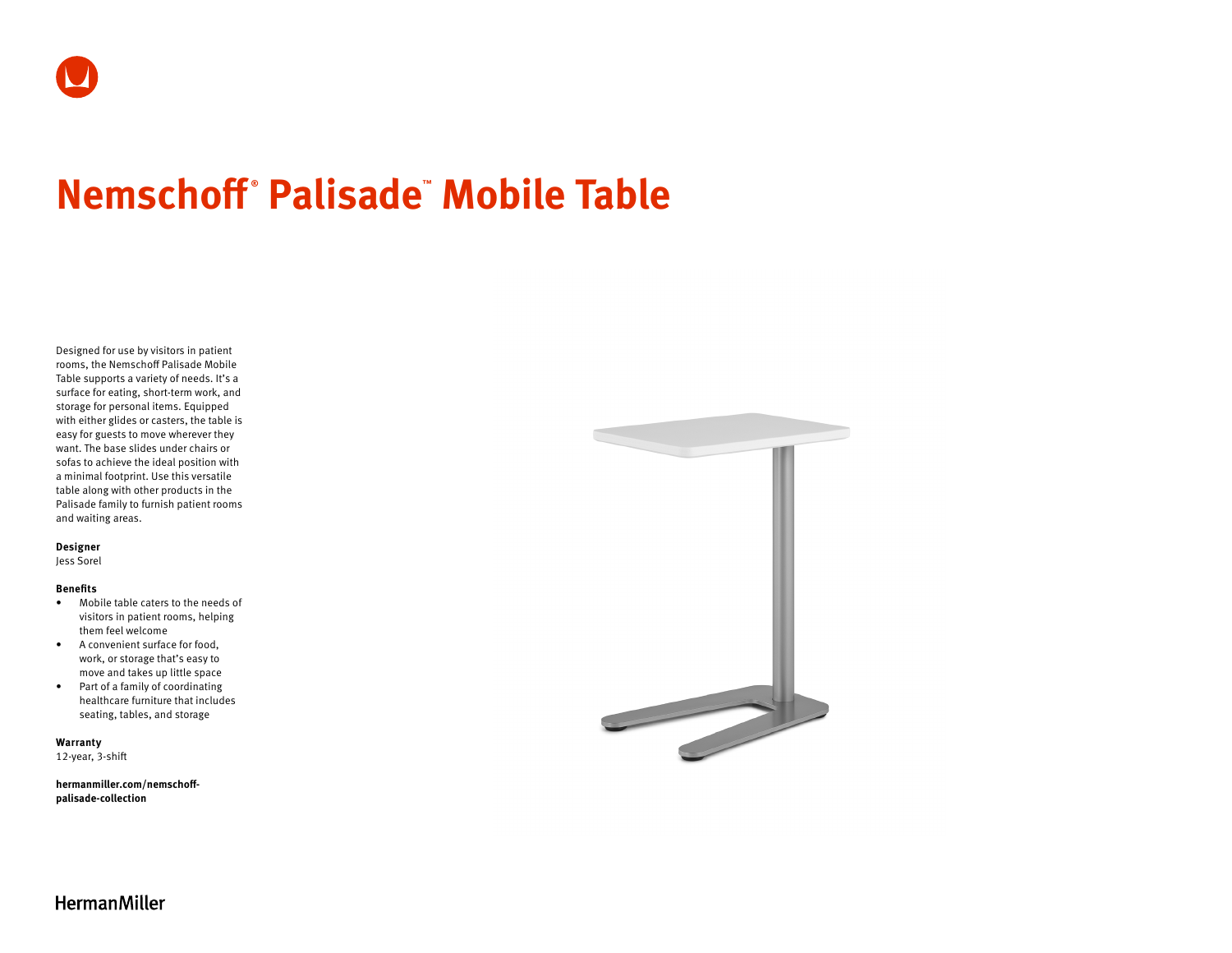# Nemschoff® Palisade™ Mobile Table

Designed for use by visitors in patient rooms, the Nemschoff Palisade Mobile Table supports a variety of needs. It's a surface for eating, short-term work, and storage for personal items. Equipped with either glides or casters, the table is easy for guests to move wherever they want. The base slides under chairs or sofas to achieve the ideal position with a minimal footprint. Use this versatile table along with other products in the Palisade family to furnish patient rooms and waiting areas.

**Designer**
Jess Sorel

**Benefits**

- Mobile table caters to the needs of visitors in patient rooms, helping them feel welcome
- A convenient surface for food, work, or storage that's easy to move and takes up little space
- Part of a family of coordinating healthcare furniture that includes seating, tables, and storage

**Warranty**
12-year, 3-shift

**hermanmiller.com/nemschoff-palisade-collection**

HermanMiller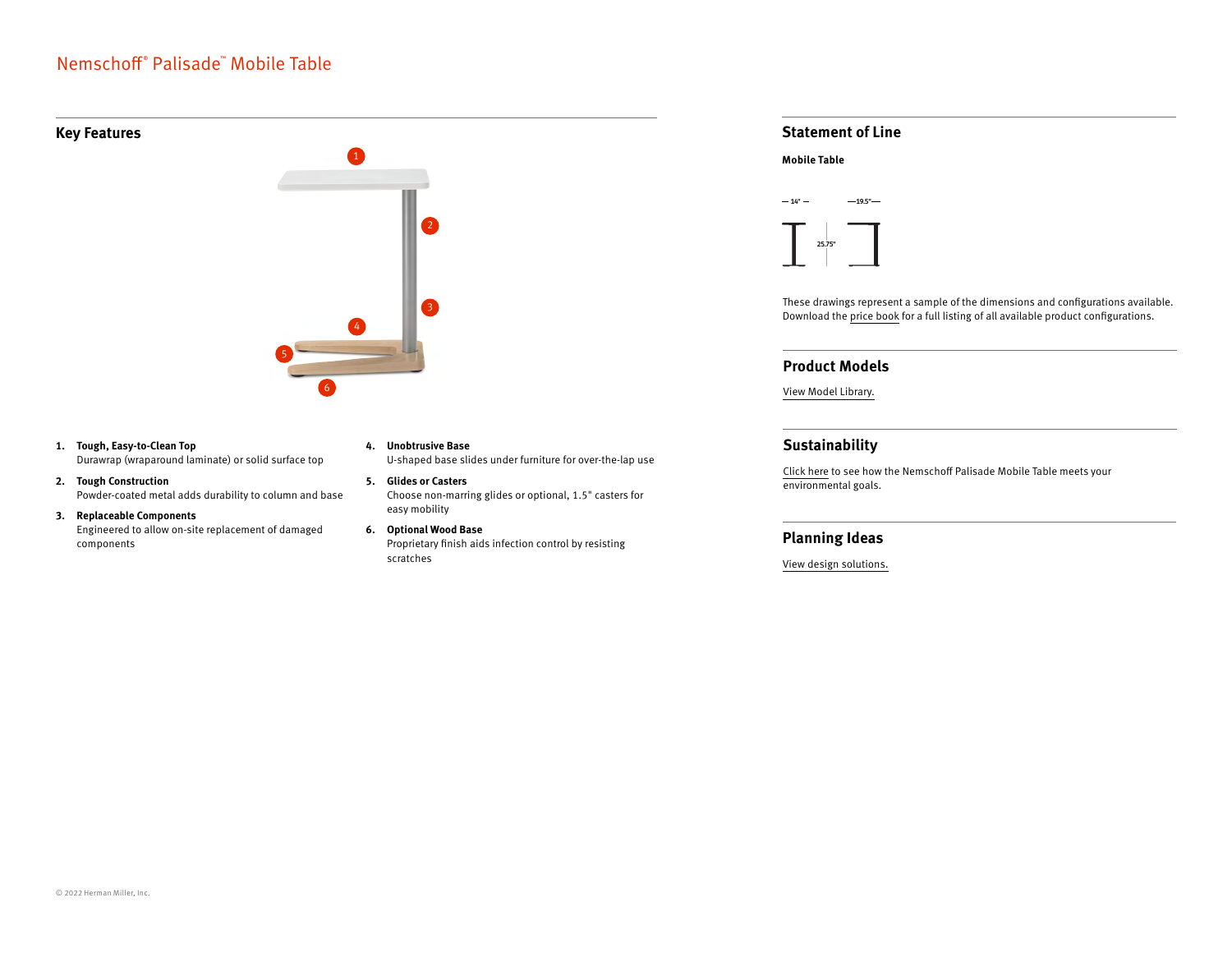# Nemschoff® Palisade™ Mobile Table

## Key Features

1
2
3
4
5
6

1. **Tough, Easy-to-Clean Top**
   Durawrap (wraparound laminate) or solid surface top
2. **Tough Construction**
   Powder-coated metal adds durability to column and base
3. **Replaceable Components**
   Engineered to allow on-site replacement of damaged components
4. **Unobtrusive Base**
   U-shaped base slides under furniture for over-the-lap use
5. **Glides or Casters**
   Choose non-marring glides or optional, 1.5" casters for easy mobility
6. **Optional Wood Base**
   Proprietary finish aids infection control by resisting scratches

## Statement of Line

**Mobile Table**

14"
19.5"
25.75"

These drawings represent a sample of the dimensions and configurations available. Download the price book for a full listing of all available product configurations.

## Product Models

View Model Library.

## Sustainability

Click here to see how the Nemschoff Palisade Mobile Table meets your environmental goals.

## Planning Ideas

View design solutions.

© 2022 Herman Miller, Inc.